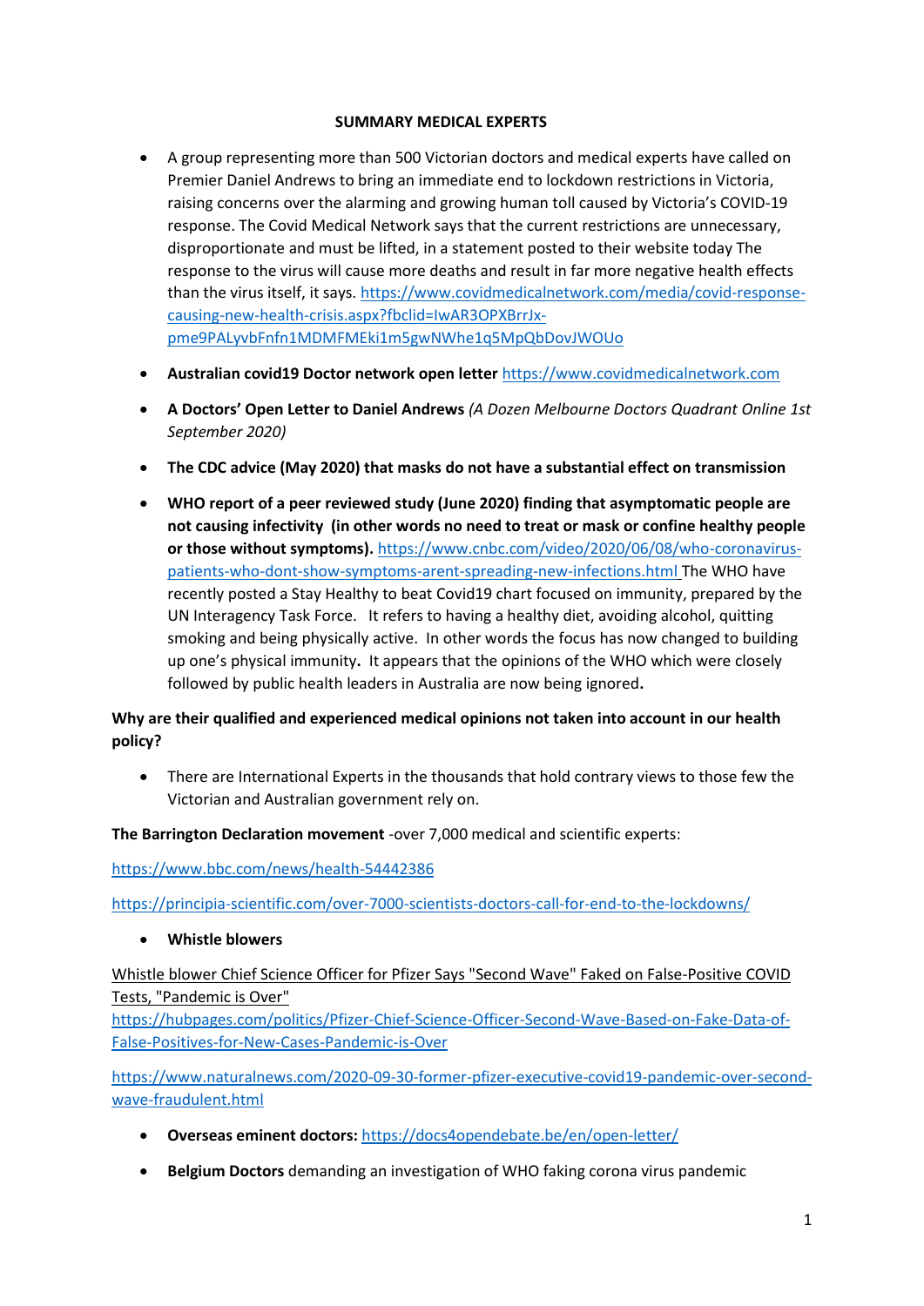**SUMMARY MEDICAL EXPERTS**

- A group representing more than 500 Victorian doctors and medical experts have called on Premier Daniel Andrews to bring an immediate end to lockdown restrictions in Victoria, raising concerns over the alarming and growing human toll caused by Victoria's COVID-19 response. The Covid Medical Network says that the current restrictions are unnecessary, disproportionate and must be lifted, in a statement posted to their website today The response to the virus will cause more deaths and result in far more negative health effects than the virus itself, it says. https://www.covidmedicalnetwork.com/media/covid-response-causing-new-health-crisis.aspx?fbclid=IwAR3OPXBrrJx-pme9PALyvbFnfn1MDMFMEki1m5gwNWhe1q5MpQbDovJWOUo
- **Australian covid19 Doctor network open letter** https://www.covidmedicalnetwork.com
- **A Doctors' Open Letter to Daniel Andrews** *(A Dozen Melbourne Doctors Quadrant Online 1st September 2020)*
- **The CDC advice (May 2020) that masks do not have a substantial effect on transmission**
- **WHO report of a peer reviewed study (June 2020) finding that asymptomatic people are not causing infectivity (in other words no need to treat or mask or confine healthy people or those without symptoms).** https://www.cnbc.com/video/2020/06/08/who-coronavirus-patients-who-dont-show-symptoms-arent-spreading-new-infections.html The WHO have recently posted a Stay Healthy to beat Covid19 chart focused on immunity, prepared by the UN Interagency Task Force. It refers to having a healthy diet, avoiding alcohol, quitting smoking and being physically active. In other words the focus has now changed to building up one's physical immunity**.** It appears that the opinions of the WHO which were closely followed by public health leaders in Australia are now being ignored**.**

**Why are their qualified and experienced medical opinions not taken into account in our health policy?**

- There are International Experts in the thousands that hold contrary views to those few the Victorian and Australian government rely on.

**The Barrington Declaration movement** -over 7,000 medical and scientific experts:

https://www.bbc.com/news/health-54442386

https://principia-scientific.com/over-7000-scientists-doctors-call-for-end-to-the-lockdowns/

- **Whistle blowers**

Whistle blower Chief Science Officer for Pfizer Says "Second Wave" Faked on False-Positive COVID Tests, "Pandemic is Over"
https://hubpages.com/politics/Pfizer-Chief-Science-Officer-Second-Wave-Based-on-Fake-Data-of-False-Positives-for-New-Cases-Pandemic-is-Over

https://www.naturalnews.com/2020-09-30-former-pfizer-executive-covid19-pandemic-over-second-wave-fraudulent.html

- **Overseas eminent doctors:** https://docs4opendebate.be/en/open-letter/
- **Belgium Doctors** demanding an investigation of WHO faking corona virus pandemic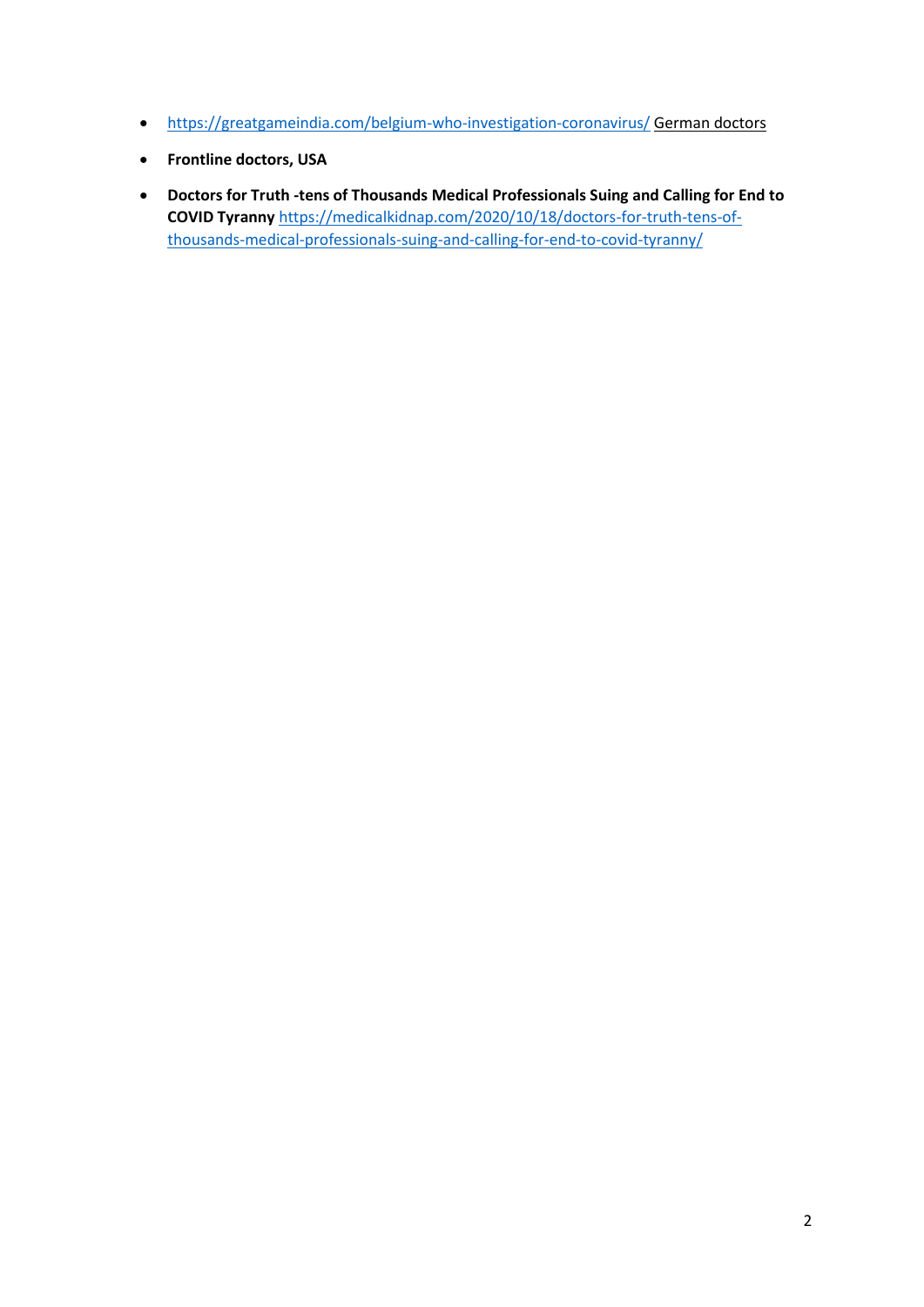- https://greatgameindia.com/belgium-who-investigation-coronavirus/ German doctors
- **Frontline doctors, USA**
- **Doctors for Truth -tens of Thousands Medical Professionals Suing and Calling for End to COVID Tyranny** https://medicalkidnap.com/2020/10/18/doctors-for-truth-tens-of-thousands-medical-professionals-suing-and-calling-for-end-to-covid-tyranny/